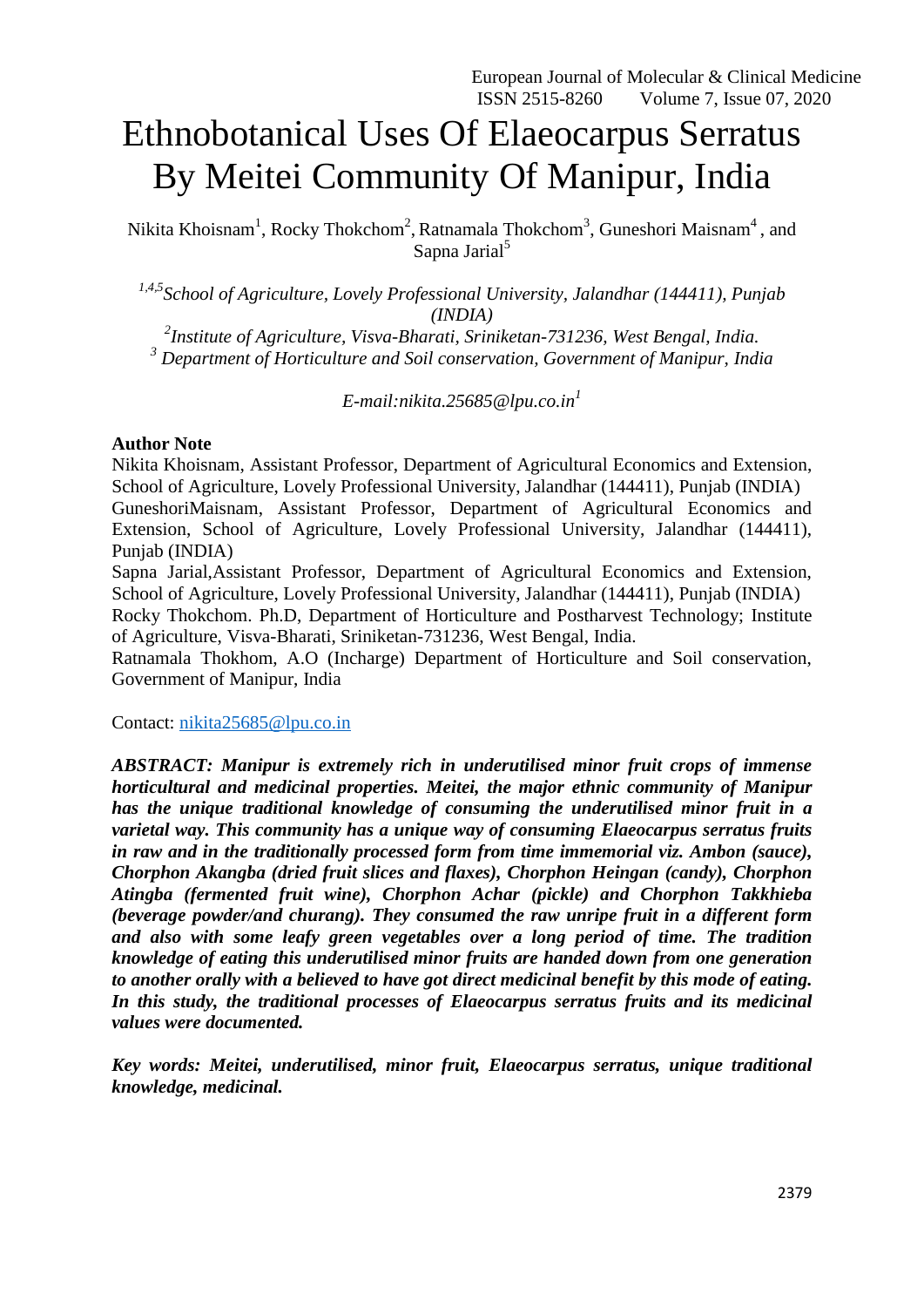# Ethnobotanical Uses Of Elaeocarpus Serratus By Meitei Community Of Manipur, India

Nikita Khoisnam[1], Rocky Thokchom[2], Ratnamala Thokchom[3], Guneshori Maisnam[4], and Sapna Jarial[5]

[1,4,5]*School of Agriculture, Lovely Professional University, Jalandhar (144411), Punjab (INDIA)*
[2]*Institute of Agriculture, Visva-Bharati, Sriniketan-731236, West Bengal, India.*
[3] *Department of Horticulture and Soil conservation, Government of Manipur, India*

*E-mail:nikita.25685@lpu.co.in*[1]

**Author Note**

Nikita Khoisnam, Assistant Professor, Department of Agricultural Economics and Extension, School of Agriculture, Lovely Professional University, Jalandhar (144411), Punjab (INDIA)
GuneshoriMaisnam, Assistant Professor, Department of Agricultural Economics and Extension, School of Agriculture, Lovely Professional University, Jalandhar (144411), Punjab (INDIA)
Sapna Jarial,Assistant Professor, Department of Agricultural Economics and Extension, School of Agriculture, Lovely Professional University, Jalandhar (144411), Punjab (INDIA)
Rocky Thokchom. Ph.D, Department of Horticulture and Postharvest Technology; Institute of Agriculture, Visva-Bharati, Sriniketan-731236, West Bengal, India.
Ratnamala Thokhom, A.O (Incharge) Department of Horticulture and Soil conservation, Government of Manipur, India

Contact: nikita25685@lpu.co.in

***ABSTRACT: Manipur is extremely rich in underutilised minor fruit crops of immense horticultural and medicinal properties. Meitei, the major ethnic community of Manipur has the unique traditional knowledge of consuming the underutilised minor fruit in a varietal way. This community has a unique way of consuming Elaeocarpus serratus fruits in raw and in the traditionally processed form from time immemorial viz. Ambon (sauce), Chorphon Akangba (dried fruit slices and flaxes), Chorphon Heingan (candy), Chorphon Atingba (fermented fruit wine), Chorphon Achar (pickle) and Chorphon Takkhieba (beverage powder/and churang). They consumed the raw unripe fruit in a different form and also with some leafy green vegetables over a long period of time. The tradition knowledge of eating this underutilised minor fruits are handed down from one generation to another orally with a believed to have got direct medicinal benefit by this mode of eating. In this study, the traditional processes of Elaeocarpus serratus fruits and its medicinal values were documented.***

***Key words: Meitei, underutilised, minor fruit, Elaeocarpus serratus, unique traditional knowledge, medicinal.***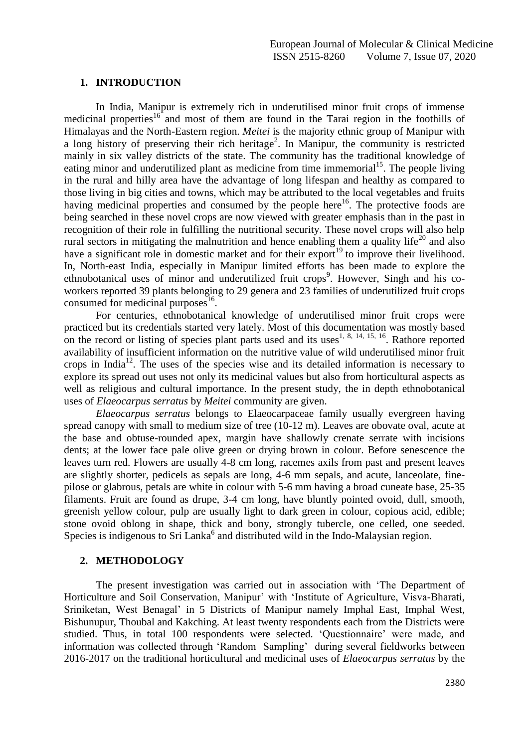## 1. INTRODUCTION

In India, Manipur is extremely rich in underutilised minor fruit crops of immense medicinal properties[16] and most of them are found in the Tarai region in the foothills of Himalayas and the North-Eastern region. *Meitei* is the majority ethnic group of Manipur with a long history of preserving their rich heritage[2]. In Manipur, the community is restricted mainly in six valley districts of the state. The community has the traditional knowledge of eating minor and underutilized plant as medicine from time immemorial[15]. The people living in the rural and hilly area have the advantage of long lifespan and healthy as compared to those living in big cities and towns, which may be attributed to the local vegetables and fruits having medicinal properties and consumed by the people here[16]. The protective foods are being searched in these novel crops are now viewed with greater emphasis than in the past in recognition of their role in fulfilling the nutritional security. These novel crops will also help rural sectors in mitigating the malnutrition and hence enabling them a quality life[20] and also have a significant role in domestic market and for their export[19] to improve their livelihood. In, North-east India, especially in Manipur limited efforts has been made to explore the ethnobotanical uses of minor and underutilized fruit crops[9]. However, Singh and his co-workers reported 39 plants belonging to 29 genera and 23 families of underutilized fruit crops consumed for medicinal purposes[16].

For centuries, ethnobotanical knowledge of underutilised minor fruit crops were practiced but its credentials started very lately. Most of this documentation was mostly based on the record or listing of species plant parts used and its uses[1, 8, 14, 15, 16]. Rathore reported availability of insufficient information on the nutritive value of wild underutilised minor fruit crops in India[12]. The uses of the species wise and its detailed information is necessary to explore its spread out uses not only its medicinal values but also from horticultural aspects as well as religious and cultural importance. In the present study, the in depth ethnobotanical uses of *Elaeocarpus serratus* by *Meitei* community are given.

*Elaeocarpus serratus* belongs to Elaeocarpaceae family usually evergreen having spread canopy with small to medium size of tree (10-12 m). Leaves are obovate oval, acute at the base and obtuse-rounded apex, margin have shallowly crenate serrate with incisions dents; at the lower face pale olive green or drying brown in colour. Before senescence the leaves turn red. Flowers are usually 4-8 cm long, racemes axils from past and present leaves are slightly shorter, pedicels as sepals are long, 4-6 mm sepals, and acute, lanceolate, fine-pilose or glabrous, petals are white in colour with 5-6 mm having a broad cuneate base, 25-35 filaments. Fruit are found as drupe, 3-4 cm long, have bluntly pointed ovoid, dull, smooth, greenish yellow colour, pulp are usually light to dark green in colour, copious acid, edible; stone ovoid oblong in shape, thick and bony, strongly tubercle, one celled, one seeded. Species is indigenous to Sri Lanka[6] and distributed wild in the Indo-Malaysian region.

## 2. METHODOLOGY

The present investigation was carried out in association with 'The Department of Horticulture and Soil Conservation, Manipur' with 'Institute of Agriculture, Visva-Bharati, Sriniketan, West Benagal' in 5 Districts of Manipur namely Imphal East, Imphal West, Bishunupur, Thoubal and Kakching. At least twenty respondents each from the Districts were studied. Thus, in total 100 respondents were selected. 'Questionnaire' were made, and information was collected through 'Random Sampling' during several fieldworks between 2016-2017 on the traditional horticultural and medicinal uses of *Elaeocarpus serratus* by the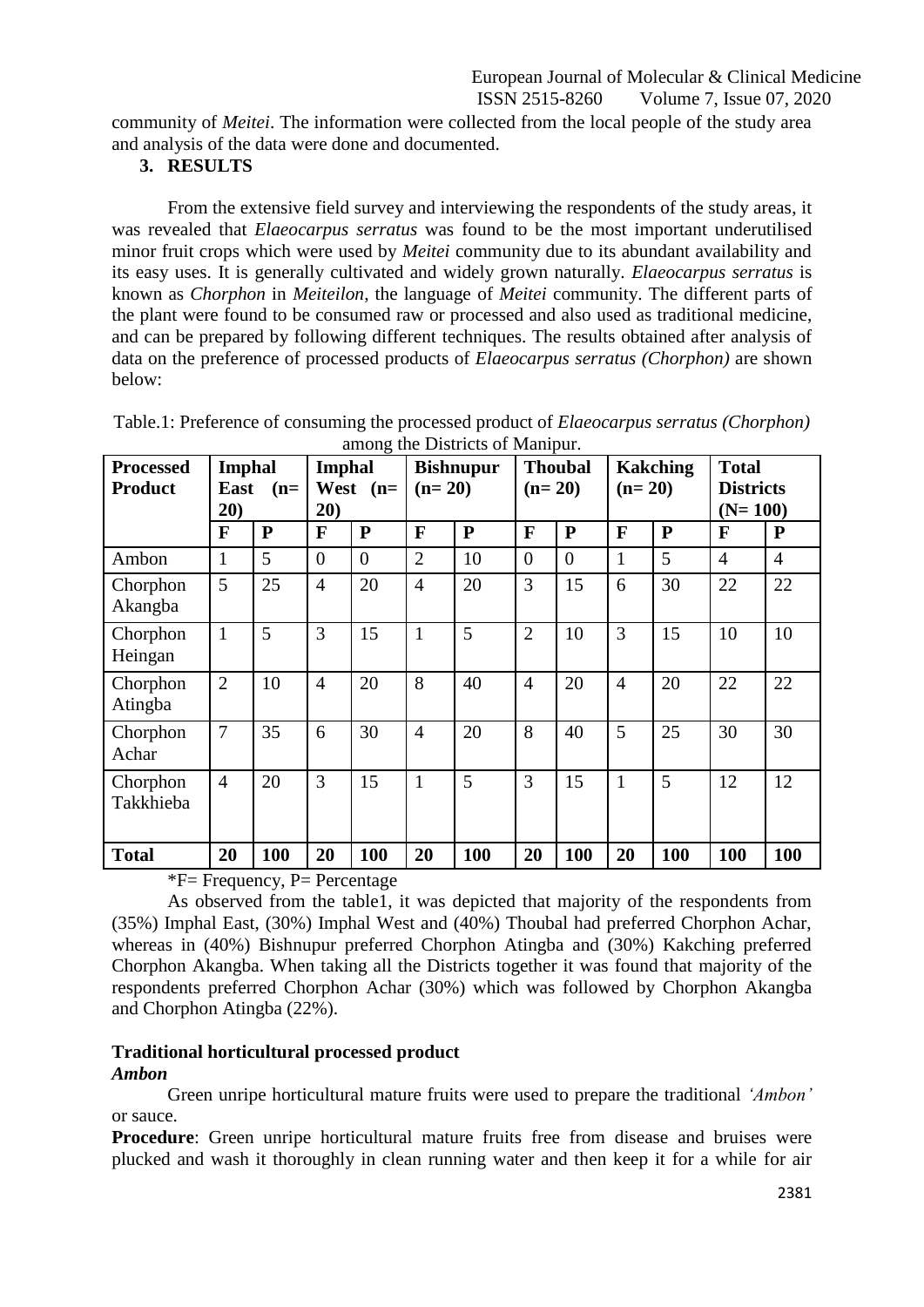community of *Meitei*. The information were collected from the local people of the study area and analysis of the data were done and documented.

## 3. RESULTS

From the extensive field survey and interviewing the respondents of the study areas, it was revealed that *Elaeocarpus serratus* was found to be the most important underutilised minor fruit crops which were used by *Meitei* community due to its abundant availability and its easy uses. It is generally cultivated and widely grown naturally. *Elaeocarpus serratus* is known as *Chorphon* in *Meiteilon*, the language of *Meitei* community. The different parts of the plant were found to be consumed raw or processed and also used as traditional medicine, and can be prepared by following different techniques. The results obtained after analysis of data on the preference of processed products of *Elaeocarpus serratus (Chorphon)* are shown below:

Table.1: Preference of consuming the processed product of *Elaeocarpus serratus (Chorphon)* among the Districts of Manipur.

| Processed Product | Imphal East (n= 20) | | Imphal West (n= 20) | | Bishnupur (n= 20) | | Thoubal (n= 20) | | Kakching (n= 20) | | Total Districts (N= 100) | |
|---|---|---|---|---|---|---|---|---|---|---|---|---|
| | F | P | F | P | F | P | F | P | F | P | F | P |
| Ambon | 1 | 5 | 0 | 0 | 2 | 10 | 0 | 0 | 1 | 5 | 4 | 4 |
| Chorphon Akangba | 5 | 25 | 4 | 20 | 4 | 20 | 3 | 15 | 6 | 30 | 22 | 22 |
| Chorphon Heingan | 1 | 5 | 3 | 15 | 1 | 5 | 2 | 10 | 3 | 15 | 10 | 10 |
| Chorphon Atingba | 2 | 10 | 4 | 20 | 8 | 40 | 4 | 20 | 4 | 20 | 22 | 22 |
| Chorphon Achar | 7 | 35 | 6 | 30 | 4 | 20 | 8 | 40 | 5 | 25 | 30 | 30 |
| Chorphon Takkhieba | 4 | 20 | 3 | 15 | 1 | 5 | 3 | 15 | 1 | 5 | 12 | 12 |
| **Total** | **20** | **100** | **20** | **100** | **20** | **100** | **20** | **100** | **20** | **100** | **100** | **100** |

*F= Frequency, P= Percentage

As observed from the table1, it was depicted that majority of the respondents from (35%) Imphal East, (30%) Imphal West and (40%) Thoubal had preferred Chorphon Achar, whereas in (40%) Bishnupur preferred Chorphon Atingba and (30%) Kakching preferred Chorphon Akangba. When taking all the Districts together it was found that majority of the respondents preferred Chorphon Achar (30%) which was followed by Chorphon Akangba and Chorphon Atingba (22%).

### Traditional horticultural processed product

#### *Ambon*

Green unripe horticultural mature fruits were used to prepare the traditional *'Ambon'* or sauce.

**Procedure**: Green unripe horticultural mature fruits free from disease and bruises were plucked and wash it thoroughly in clean running water and then keep it for a while for air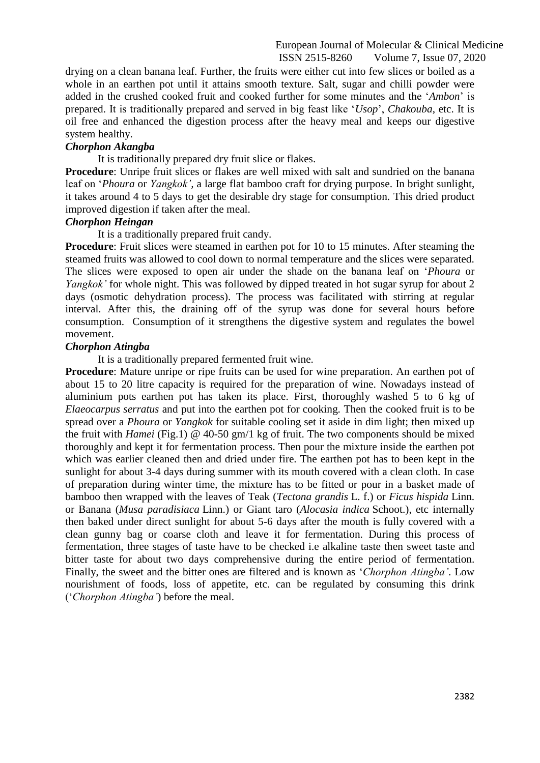drying on a clean banana leaf. Further, the fruits were either cut into few slices or boiled as a whole in an earthen pot until it attains smooth texture. Salt, sugar and chilli powder were added in the crushed cooked fruit and cooked further for some minutes and the '*Ambon*' is prepared. It is traditionally prepared and served in big feast like '*Usop*', *Chakouba*, etc. It is oil free and enhanced the digestion process after the heavy meal and keeps our digestive system healthy.

***Chorphon Akangba***

It is traditionally prepared dry fruit slice or flakes.

**Procedure**: Unripe fruit slices or flakes are well mixed with salt and sundried on the banana leaf on '*Phoura* or *Yangkok'*, a large flat bamboo craft for drying purpose. In bright sunlight, it takes around 4 to 5 days to get the desirable dry stage for consumption. This dried product improved digestion if taken after the meal.

***Chorphon Heingan***

It is a traditionally prepared fruit candy.

**Procedure**: Fruit slices were steamed in earthen pot for 10 to 15 minutes. After steaming the steamed fruits was allowed to cool down to normal temperature and the slices were separated. The slices were exposed to open air under the shade on the banana leaf on '*Phoura* or *Yangkok'* for whole night. This was followed by dipped treated in hot sugar syrup for about 2 days (osmotic dehydration process). The process was facilitated with stirring at regular interval. After this, the draining off of the syrup was done for several hours before consumption. Consumption of it strengthens the digestive system and regulates the bowel movement.

***Chorphon Atingba***

It is a traditionally prepared fermented fruit wine.

**Procedure**: Mature unripe or ripe fruits can be used for wine preparation. An earthen pot of about 15 to 20 litre capacity is required for the preparation of wine. Nowadays instead of aluminium pots earthen pot has taken its place. First, thoroughly washed 5 to 6 kg of *Elaeocarpus serratus* and put into the earthen pot for cooking. Then the cooked fruit is to be spread over a *Phoura* or *Yangkok* for suitable cooling set it aside in dim light; then mixed up the fruit with *Hamei* (Fig.1) @ 40-50 gm/1 kg of fruit. The two components should be mixed thoroughly and kept it for fermentation process. Then pour the mixture inside the earthen pot which was earlier cleaned then and dried under fire. The earthen pot has to been kept in the sunlight for about 3-4 days during summer with its mouth covered with a clean cloth. In case of preparation during winter time, the mixture has to be fitted or pour in a basket made of bamboo then wrapped with the leaves of Teak (*Tectona grandis* L. f.) or *Ficus hispida* Linn. or Banana (*Musa paradisiaca* Linn.) or Giant taro (*Alocasia indica* Schoot.), etc internally then baked under direct sunlight for about 5-6 days after the mouth is fully covered with a clean gunny bag or coarse cloth and leave it for fermentation. During this process of fermentation, three stages of taste have to be checked i.e alkaline taste then sweet taste and bitter taste for about two days comprehensive during the entire period of fermentation. Finally, the sweet and the bitter ones are filtered and is known as '*Chorphon Atingba'*. Low nourishment of foods, loss of appetite, etc. can be regulated by consuming this drink ('*Chorphon Atingba'*) before the meal.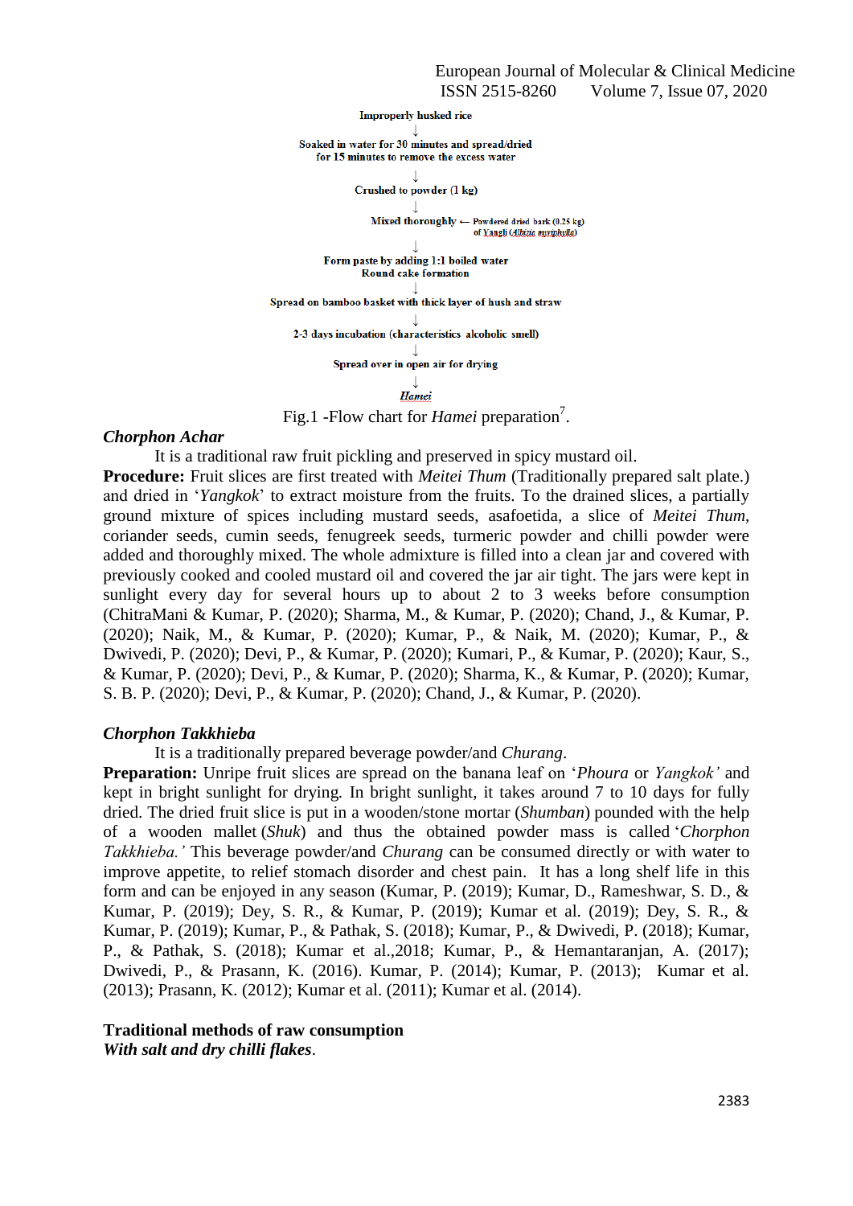Improperly husked rice

↓

Soaked in water for 30 minutes and spread/dried for 15 minutes to remove the excess water

↓

Crushed to powder (1 kg)

↓

Mixed thoroughly ← Powdered dried bark (0.25 kg) of Yangli (*Albizia myriphylla*)

↓

Form paste by adding 1:1 boiled water
Round cake formation

↓

Spread on bamboo basket with thick layer of hush and straw

↓

2-3 days incubation (characteristics alcoholic smell)

↓

Spread over in open air for drying

↓

*Hamei*

Fig.1 -Flow chart for *Hamei* preparation[7].

### *Chorphon Achar*

It is a traditional raw fruit pickling and preserved in spicy mustard oil.

**Procedure:** Fruit slices are first treated with *Meitei Thum* (Traditionally prepared salt plate.) and dried in '*Yangkok*' to extract moisture from the fruits. To the drained slices, a partially ground mixture of spices including mustard seeds, asafoetida, a slice of *Meitei Thum*, coriander seeds, cumin seeds, fenugreek seeds, turmeric powder and chilli powder were added and thoroughly mixed. The whole admixture is filled into a clean jar and covered with previously cooked and cooled mustard oil and covered the jar air tight. The jars were kept in sunlight every day for several hours up to about 2 to 3 weeks before consumption (ChitraMani & Kumar, P. (2020); Sharma, M., & Kumar, P. (2020); Chand, J., & Kumar, P. (2020); Naik, M., & Kumar, P. (2020); Kumar, P., & Naik, M. (2020); Kumar, P., & Dwivedi, P. (2020); Devi, P., & Kumar, P. (2020); Kumari, P., & Kumar, P. (2020); Kaur, S., & Kumar, P. (2020); Devi, P., & Kumar, P. (2020); Sharma, K., & Kumar, P. (2020); Kumar, S. B. P. (2020); Devi, P., & Kumar, P. (2020); Chand, J., & Kumar, P. (2020).

### *Chorphon Takkhieba*

It is a traditionally prepared beverage powder/and *Churang*.

**Preparation:** Unripe fruit slices are spread on the banana leaf on '*Phoura* or *Yangkok'* and kept in bright sunlight for drying. In bright sunlight, it takes around 7 to 10 days for fully dried. The dried fruit slice is put in a wooden/stone mortar (*Shumban*) pounded with the help of a wooden mallet (*Shuk*) and thus the obtained powder mass is called '*Chorphon Takkhieba.'* This beverage powder/and *Churang* can be consumed directly or with water to improve appetite, to relief stomach disorder and chest pain. It has a long shelf life in this form and can be enjoyed in any season (Kumar, P. (2019); Kumar, D., Rameshwar, S. D., & Kumar, P. (2019); Dey, S. R., & Kumar, P. (2019); Kumar et al. (2019); Dey, S. R., & Kumar, P. (2019); Kumar, P., & Pathak, S. (2018); Kumar, P., & Dwivedi, P. (2018); Kumar, P., & Pathak, S. (2018); Kumar et al.,2018; Kumar, P., & Hemantaranjan, A. (2017); Dwivedi, P., & Prasann, K. (2016). Kumar, P. (2014); Kumar, P. (2013); Kumar et al. (2013); Prasann, K. (2012); Kumar et al. (2011); Kumar et al. (2014).

## Traditional methods of raw consumption

***With salt and dry chilli flakes***.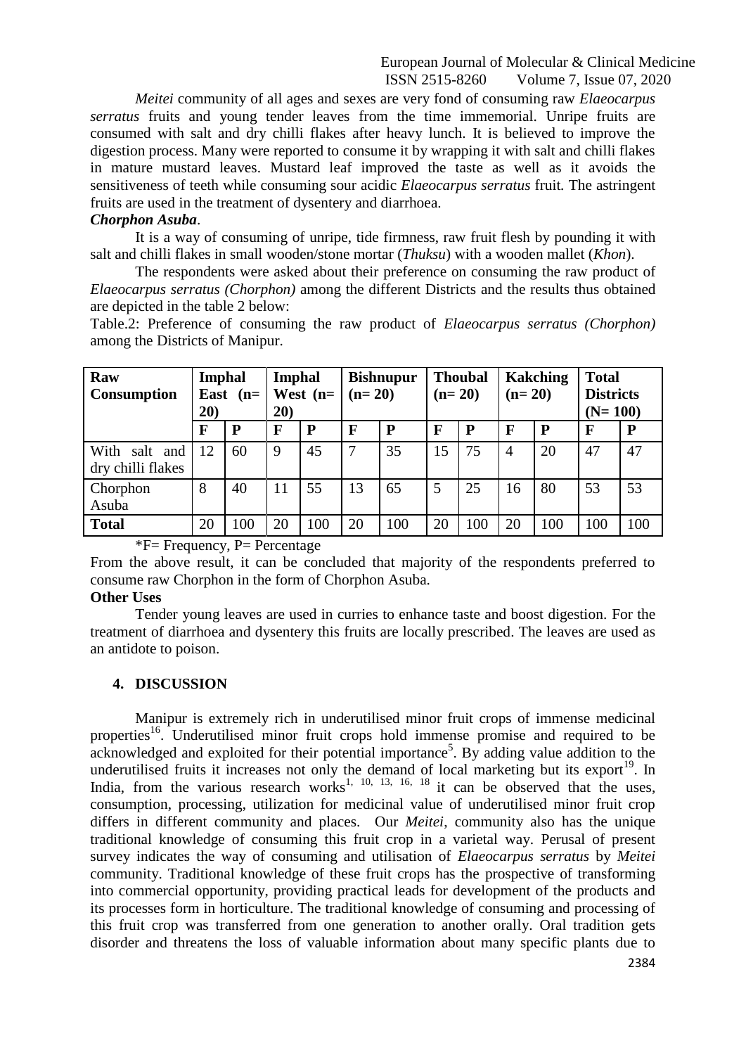*Meitei* community of all ages and sexes are very fond of consuming raw *Elaeocarpus serratus* fruits and young tender leaves from the time immemorial. Unripe fruits are consumed with salt and dry chilli flakes after heavy lunch. It is believed to improve the digestion process. Many were reported to consume it by wrapping it with salt and chilli flakes in mature mustard leaves. Mustard leaf improved the taste as well as it avoids the sensitiveness of teeth while consuming sour acidic *Elaeocarpus serratus* fruit. The astringent fruits are used in the treatment of dysentery and diarrhoea.

***Chorphon Asuba*.**

It is a way of consuming of unripe, tide firmness, raw fruit flesh by pounding it with salt and chilli flakes in small wooden/stone mortar (*Thuksu*) with a wooden mallet (*Khon*).

The respondents were asked about their preference on consuming the raw product of *Elaeocarpus serratus (Chorphon)* among the different Districts and the results thus obtained are depicted in the table 2 below:

Table.2: Preference of consuming the raw product of *Elaeocarpus serratus (Chorphon)* among the Districts of Manipur.

| **Raw Consumption** | **Imphal East (n= 20)** | | **Imphal West (n= 20)** | | **Bishnupur (n= 20)** | | **Thoubal (n= 20)** | | **Kakching (n= 20)** | | **Total Districts (N= 100)** | |
|---|---|---|---|---|---|---|---|---|---|---|---|---|
| | **F** | **P** | **F** | **P** | **F** | **P** | **F** | **P** | **F** | **P** | **F** | **P** |
| With salt and dry chilli flakes | 12 | 60 | 9 | 45 | 7 | 35 | 15 | 75 | 4 | 20 | 47 | 47 |
| Chorphon Asuba | 8 | 40 | 11 | 55 | 13 | 65 | 5 | 25 | 16 | 80 | 53 | 53 |
| **Total** | 20 | 100 | 20 | 100 | 20 | 100 | 20 | 100 | 20 | 100 | 100 | 100 |

*F= Frequency, P= Percentage

From the above result, it can be concluded that majority of the respondents preferred to consume raw Chorphon in the form of Chorphon Asuba.

**Other Uses**

Tender young leaves are used in curries to enhance taste and boost digestion. For the treatment of diarrhoea and dysentery this fruits are locally prescribed. The leaves are used as an antidote to poison.

## 4. DISCUSSION

Manipur is extremely rich in underutilised minor fruit crops of immense medicinal properties[16]. Underutilised minor fruit crops hold immense promise and required to be acknowledged and exploited for their potential importance[5]. By adding value addition to the underutilised fruits it increases not only the demand of local marketing but its export[19]. In India, from the various research works[1, 10, 13, 16, 18] it can be observed that the uses, consumption, processing, utilization for medicinal value of underutilised minor fruit crop differs in different community and places. Our *Meitei*, community also has the unique traditional knowledge of consuming this fruit crop in a varietal way. Perusal of present survey indicates the way of consuming and utilisation of *Elaeocarpus serratus* by *Meitei* community. Traditional knowledge of these fruit crops has the prospective of transforming into commercial opportunity, providing practical leads for development of the products and its processes form in horticulture. The traditional knowledge of consuming and processing of this fruit crop was transferred from one generation to another orally. Oral tradition gets disorder and threatens the loss of valuable information about many specific plants due to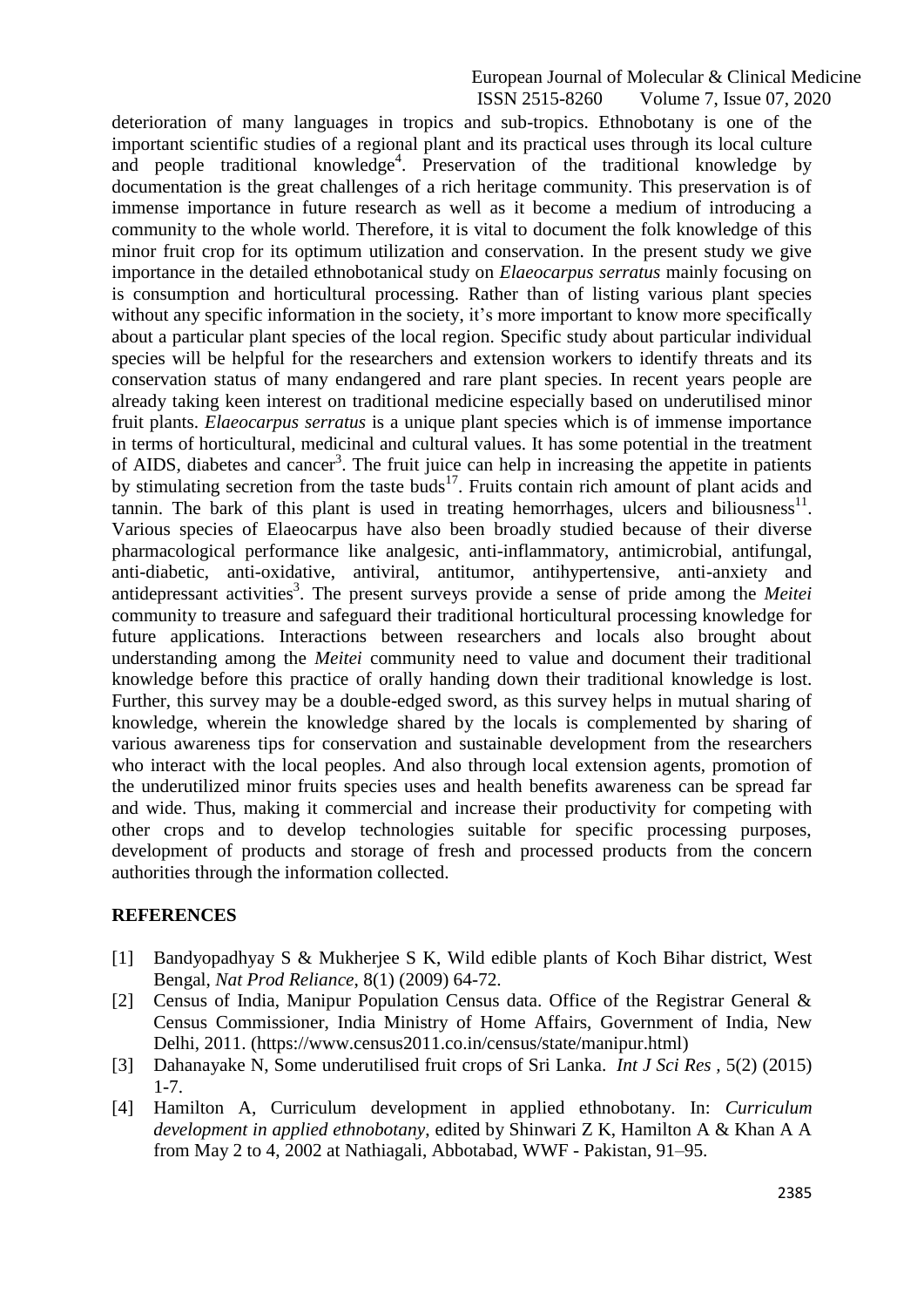deterioration of many languages in tropics and sub-tropics. Ethnobotany is one of the important scientific studies of a regional plant and its practical uses through its local culture and people traditional knowledge[4]. Preservation of the traditional knowledge by documentation is the great challenges of a rich heritage community. This preservation is of immense importance in future research as well as it become a medium of introducing a community to the whole world. Therefore, it is vital to document the folk knowledge of this minor fruit crop for its optimum utilization and conservation. In the present study we give importance in the detailed ethnobotanical study on *Elaeocarpus serratus* mainly focusing on is consumption and horticultural processing. Rather than of listing various plant species without any specific information in the society, it's more important to know more specifically about a particular plant species of the local region. Specific study about particular individual species will be helpful for the researchers and extension workers to identify threats and its conservation status of many endangered and rare plant species. In recent years people are already taking keen interest on traditional medicine especially based on underutilised minor fruit plants. *Elaeocarpus serratus* is a unique plant species which is of immense importance in terms of horticultural, medicinal and cultural values. It has some potential in the treatment of AIDS, diabetes and cancer[3]. The fruit juice can help in increasing the appetite in patients by stimulating secretion from the taste buds[17]. Fruits contain rich amount of plant acids and tannin. The bark of this plant is used in treating hemorrhages, ulcers and biliousness[11]. Various species of Elaeocarpus have also been broadly studied because of their diverse pharmacological performance like analgesic, anti-inflammatory, antimicrobial, antifungal, anti-diabetic, anti-oxidative, antiviral, antitumor, antihypertensive, anti-anxiety and antidepressant activities[3]. The present surveys provide a sense of pride among the *Meitei* community to treasure and safeguard their traditional horticultural processing knowledge for future applications. Interactions between researchers and locals also brought about understanding among the *Meitei* community need to value and document their traditional knowledge before this practice of orally handing down their traditional knowledge is lost. Further, this survey may be a double-edged sword, as this survey helps in mutual sharing of knowledge, wherein the knowledge shared by the locals is complemented by sharing of various awareness tips for conservation and sustainable development from the researchers who interact with the local peoples. And also through local extension agents, promotion of the underutilized minor fruits species uses and health benefits awareness can be spread far and wide. Thus, making it commercial and increase their productivity for competing with other crops and to develop technologies suitable for specific processing purposes, development of products and storage of fresh and processed products from the concern authorities through the information collected.

## REFERENCES

[1] Bandyopadhyay S & Mukherjee S K, Wild edible plants of Koch Bihar district, West Bengal, *Nat Prod Reliance*, 8(1) (2009) 64-72.

[2] Census of India, Manipur Population Census data. Office of the Registrar General & Census Commissioner, India Ministry of Home Affairs, Government of India, New Delhi, 2011. (https://www.census2011.co.in/census/state/manipur.html)

[3] Dahanayake N, Some underutilised fruit crops of Sri Lanka. *Int J Sci Res* , 5(2) (2015) 1-7.

[4] Hamilton A, Curriculum development in applied ethnobotany. In: *Curriculum development in applied ethnobotany*, edited by Shinwari Z K, Hamilton A & Khan A A from May 2 to 4, 2002 at Nathiagali, Abbotabad, WWF - Pakistan, 91–95.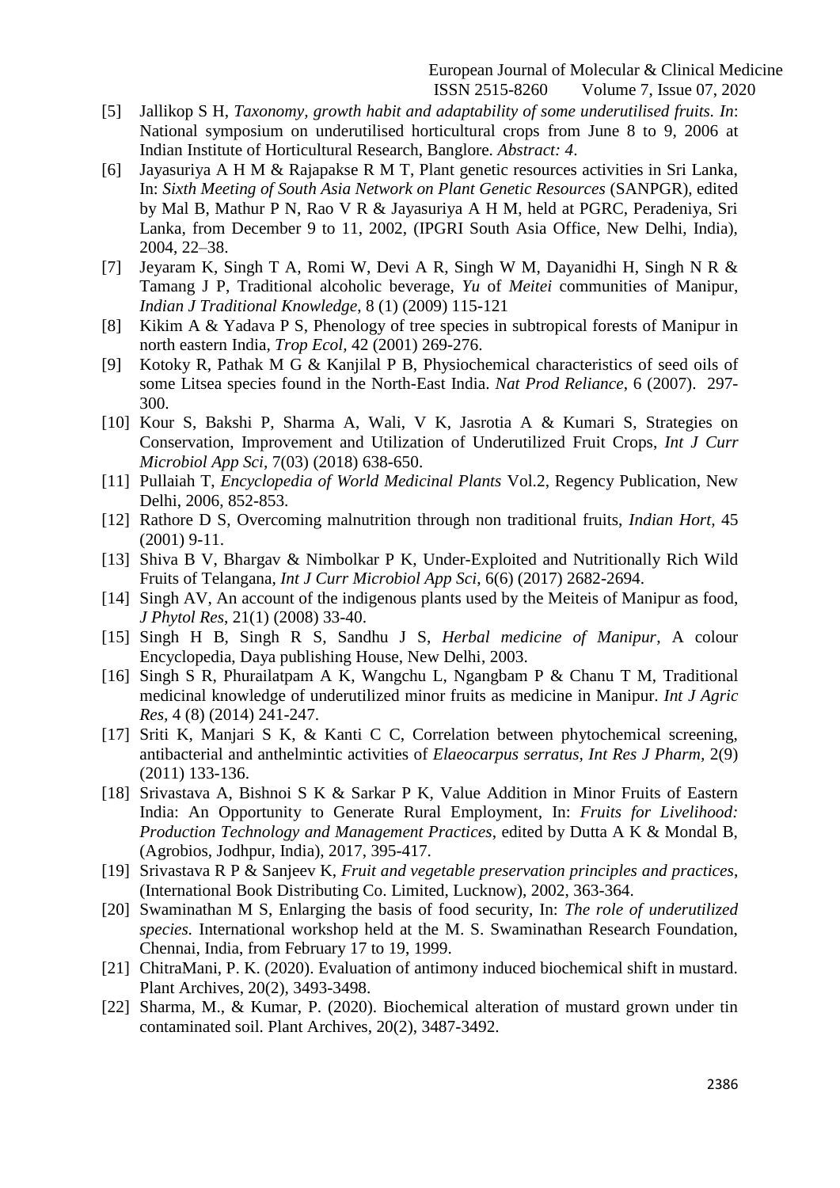[5] Jallikop S H, *Taxonomy, growth habit and adaptability of some underutilised fruits. In*: National symposium on underutilised horticultural crops from June 8 to 9, 2006 at Indian Institute of Horticultural Research, Banglore. *Abstract: 4*.

[6] Jayasuriya A H M & Rajapakse R M T, Plant genetic resources activities in Sri Lanka, In: *Sixth Meeting of South Asia Network on Plant Genetic Resources* (SANPGR), edited by Mal B, Mathur P N, Rao V R & Jayasuriya A H M, held at PGRC, Peradeniya, Sri Lanka, from December 9 to 11, 2002, (IPGRI South Asia Office, New Delhi, India), 2004, 22–38.

[7] Jeyaram K, Singh T A, Romi W, Devi A R, Singh W M, Dayanidhi H, Singh N R & Tamang J P, Traditional alcoholic beverage, *Yu* of *Meitei* communities of Manipur, *Indian J Traditional Knowledge*, 8 (1) (2009) 115-121

[8] Kikim A & Yadava P S, Phenology of tree species in subtropical forests of Manipur in north eastern India, *Trop Ecol*, 42 (2001) 269-276.

[9] Kotoky R, Pathak M G & Kanjilal P B, Physiochemical characteristics of seed oils of some Litsea species found in the North-East India. *Nat Prod Reliance*, 6 (2007). 297-300.

[10] Kour S, Bakshi P, Sharma A, Wali, V K, Jasrotia A & Kumari S, Strategies on Conservation, Improvement and Utilization of Underutilized Fruit Crops, *Int J Curr Microbiol App Sci*, 7(03) (2018) 638-650.

[11] Pullaiah T, *Encyclopedia of World Medicinal Plants* Vol.2, Regency Publication, New Delhi, 2006, 852-853.

[12] Rathore D S, Overcoming malnutrition through non traditional fruits, *Indian Hort*, 45 (2001) 9-11.

[13] Shiva B V, Bhargav & Nimbolkar P K, Under-Exploited and Nutritionally Rich Wild Fruits of Telangana, *Int J Curr Microbiol App Sci*, 6(6) (2017) 2682-2694.

[14] Singh AV, An account of the indigenous plants used by the Meiteis of Manipur as food, *J Phytol Res*, 21(1) (2008) 33-40.

[15] Singh H B, Singh R S, Sandhu J S, *Herbal medicine of Manipur*, A colour Encyclopedia, Daya publishing House, New Delhi, 2003.

[16] Singh S R, Phurailatpam A K, Wangchu L, Ngangbam P & Chanu T M, Traditional medicinal knowledge of underutilized minor fruits as medicine in Manipur. *Int J Agric Res*, 4 (8) (2014) 241-247.

[17] Sriti K, Manjari S K, & Kanti C C, Correlation between phytochemical screening, antibacterial and anthelmintic activities of *Elaeocarpus serratus*, *Int Res J Pharm*, 2(9) (2011) 133-136.

[18] Srivastava A, Bishnoi S K & Sarkar P K, Value Addition in Minor Fruits of Eastern India: An Opportunity to Generate Rural Employment, In: *Fruits for Livelihood: Production Technology and Management Practices*, edited by Dutta A K & Mondal B, (Agrobios, Jodhpur, India), 2017, 395-417.

[19] Srivastava R P & Sanjeev K, *Fruit and vegetable preservation principles and practices*, (International Book Distributing Co. Limited, Lucknow), 2002, 363-364.

[20] Swaminathan M S, Enlarging the basis of food security, In: *The role of underutilized species*. International workshop held at the M. S. Swaminathan Research Foundation, Chennai, India, from February 17 to 19, 1999.

[21] ChitraMani, P. K. (2020). Evaluation of antimony induced biochemical shift in mustard. Plant Archives, 20(2), 3493-3498.

[22] Sharma, M., & Kumar, P. (2020). Biochemical alteration of mustard grown under tin contaminated soil. Plant Archives, 20(2), 3487-3492.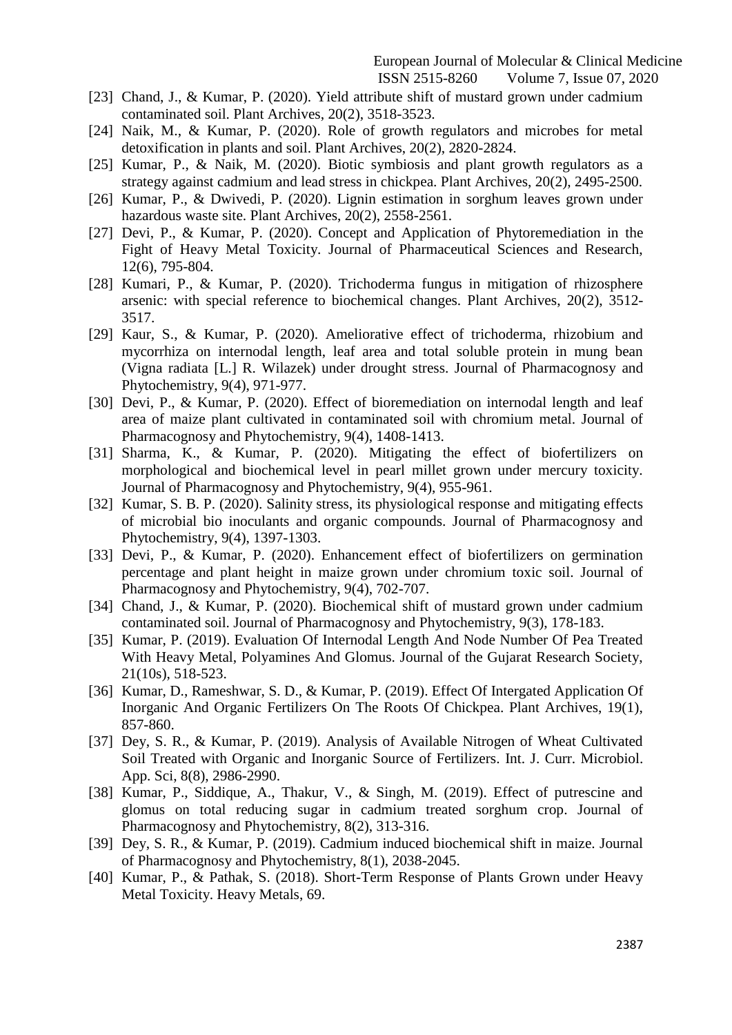[23] Chand, J., & Kumar, P. (2020). Yield attribute shift of mustard grown under cadmium contaminated soil. Plant Archives, 20(2), 3518-3523.

[24] Naik, M., & Kumar, P. (2020). Role of growth regulators and microbes for metal detoxification in plants and soil. Plant Archives, 20(2), 2820-2824.

[25] Kumar, P., & Naik, M. (2020). Biotic symbiosis and plant growth regulators as a strategy against cadmium and lead stress in chickpea. Plant Archives, 20(2), 2495-2500.

[26] Kumar, P., & Dwivedi, P. (2020). Lignin estimation in sorghum leaves grown under hazardous waste site. Plant Archives, 20(2), 2558-2561.

[27] Devi, P., & Kumar, P. (2020). Concept and Application of Phytoremediation in the Fight of Heavy Metal Toxicity. Journal of Pharmaceutical Sciences and Research, 12(6), 795-804.

[28] Kumari, P., & Kumar, P. (2020). Trichoderma fungus in mitigation of rhizosphere arsenic: with special reference to biochemical changes. Plant Archives, 20(2), 3512-3517.

[29] Kaur, S., & Kumar, P. (2020). Ameliorative effect of trichoderma, rhizobium and mycorrhiza on internodal length, leaf area and total soluble protein in mung bean (Vigna radiata [L.] R. Wilazek) under drought stress. Journal of Pharmacognosy and Phytochemistry, 9(4), 971-977.

[30] Devi, P., & Kumar, P. (2020). Effect of bioremediation on internodal length and leaf area of maize plant cultivated in contaminated soil with chromium metal. Journal of Pharmacognosy and Phytochemistry, 9(4), 1408-1413.

[31] Sharma, K., & Kumar, P. (2020). Mitigating the effect of biofertilizers on morphological and biochemical level in pearl millet grown under mercury toxicity. Journal of Pharmacognosy and Phytochemistry, 9(4), 955-961.

[32] Kumar, S. B. P. (2020). Salinity stress, its physiological response and mitigating effects of microbial bio inoculants and organic compounds. Journal of Pharmacognosy and Phytochemistry, 9(4), 1397-1303.

[33] Devi, P., & Kumar, P. (2020). Enhancement effect of biofertilizers on germination percentage and plant height in maize grown under chromium toxic soil. Journal of Pharmacognosy and Phytochemistry, 9(4), 702-707.

[34] Chand, J., & Kumar, P. (2020). Biochemical shift of mustard grown under cadmium contaminated soil. Journal of Pharmacognosy and Phytochemistry, 9(3), 178-183.

[35] Kumar, P. (2019). Evaluation Of Internodal Length And Node Number Of Pea Treated With Heavy Metal, Polyamines And Glomus. Journal of the Gujarat Research Society, 21(10s), 518-523.

[36] Kumar, D., Rameshwar, S. D., & Kumar, P. (2019). Effect Of Intergated Application Of Inorganic And Organic Fertilizers On The Roots Of Chickpea. Plant Archives, 19(1), 857-860.

[37] Dey, S. R., & Kumar, P. (2019). Analysis of Available Nitrogen of Wheat Cultivated Soil Treated with Organic and Inorganic Source of Fertilizers. Int. J. Curr. Microbiol. App. Sci, 8(8), 2986-2990.

[38] Kumar, P., Siddique, A., Thakur, V., & Singh, M. (2019). Effect of putrescine and glomus on total reducing sugar in cadmium treated sorghum crop. Journal of Pharmacognosy and Phytochemistry, 8(2), 313-316.

[39] Dey, S. R., & Kumar, P. (2019). Cadmium induced biochemical shift in maize. Journal of Pharmacognosy and Phytochemistry, 8(1), 2038-2045.

[40] Kumar, P., & Pathak, S. (2018). Short-Term Response of Plants Grown under Heavy Metal Toxicity. Heavy Metals, 69.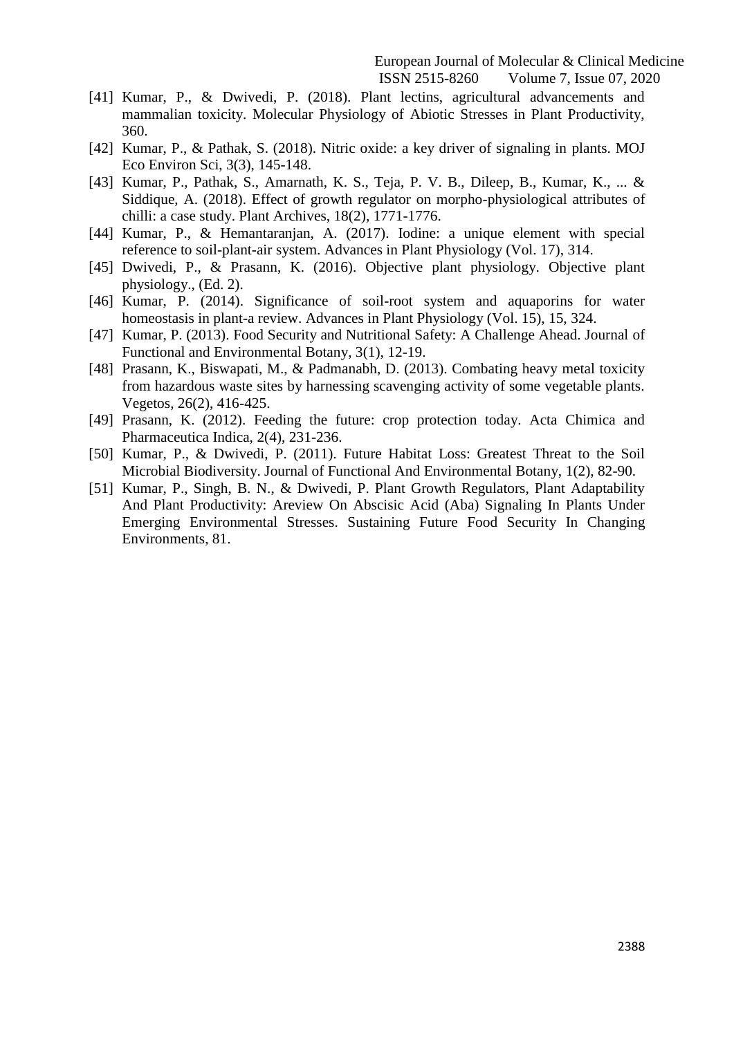[41] Kumar, P., & Dwivedi, P. (2018). Plant lectins, agricultural advancements and mammalian toxicity. Molecular Physiology of Abiotic Stresses in Plant Productivity, 360.

[42] Kumar, P., & Pathak, S. (2018). Nitric oxide: a key driver of signaling in plants. MOJ Eco Environ Sci, 3(3), 145-148.

[43] Kumar, P., Pathak, S., Amarnath, K. S., Teja, P. V. B., Dileep, B., Kumar, K., ... & Siddique, A. (2018). Effect of growth regulator on morpho-physiological attributes of chilli: a case study. Plant Archives, 18(2), 1771-1776.

[44] Kumar, P., & Hemantaranjan, A. (2017). Iodine: a unique element with special reference to soil-plant-air system. Advances in Plant Physiology (Vol. 17), 314.

[45] Dwivedi, P., & Prasann, K. (2016). Objective plant physiology. Objective plant physiology., (Ed. 2).

[46] Kumar, P. (2014). Significance of soil-root system and aquaporins for water homeostasis in plant-a review. Advances in Plant Physiology (Vol. 15), 15, 324.

[47] Kumar, P. (2013). Food Security and Nutritional Safety: A Challenge Ahead. Journal of Functional and Environmental Botany, 3(1), 12-19.

[48] Prasann, K., Biswapati, M., & Padmanabh, D. (2013). Combating heavy metal toxicity from hazardous waste sites by harnessing scavenging activity of some vegetable plants. Vegetos, 26(2), 416-425.

[49] Prasann, K. (2012). Feeding the future: crop protection today. Acta Chimica and Pharmaceutica Indica, 2(4), 231-236.

[50] Kumar, P., & Dwivedi, P. (2011). Future Habitat Loss: Greatest Threat to the Soil Microbial Biodiversity. Journal of Functional And Environmental Botany, 1(2), 82-90.

[51] Kumar, P., Singh, B. N., & Dwivedi, P. Plant Growth Regulators, Plant Adaptability And Plant Productivity: Areview On Abscisic Acid (Aba) Signaling In Plants Under Emerging Environmental Stresses. Sustaining Future Food Security In Changing Environments, 81.